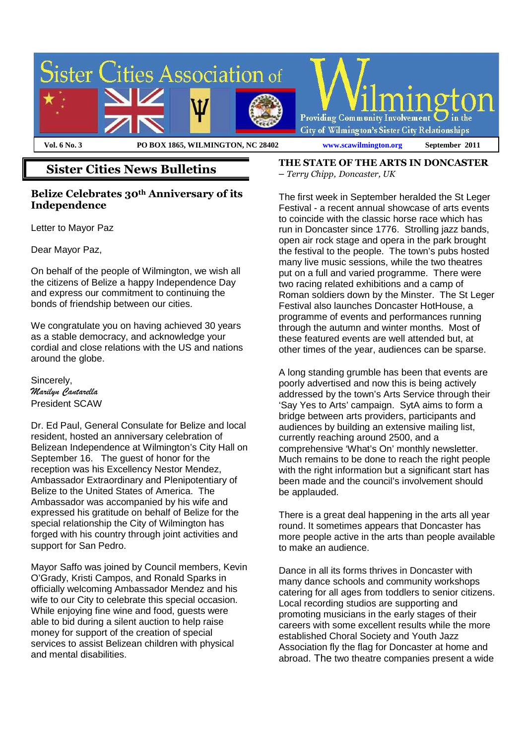# Sister Cities Association of Wilmington

Providing Community Involvement in the City of Wilmington's Sister City Relationships

**Vol. 6 No. 3** | **PO BOX 1865, WILMINGTON, NC 28402** | **www.scawilmington.org** | **September 2011**

## Sister Cities News Bulletins

### Belize Celebrates 30th Anniversary of its Independence

Letter to Mayor Paz

Dear Mayor Paz,

On behalf of the people of Wilmington, we wish all the citizens of Belize a happy Independence Day and express our commitment to continuing the bonds of friendship between our cities.

We congratulate you on having achieved 30 years as a stable democracy, and acknowledge your cordial and close relations with the US and nations around the globe.

Sincerely,
*Marilyn Cantarella*
President SCAW

Dr. Ed Paul, General Consulate for Belize and local resident, hosted an anniversary celebration of Belizean Independence at Wilmington's City Hall on September 16. The guest of honor for the reception was his Excellency Nestor Mendez, Ambassador Extraordinary and Plenipotentiary of Belize to the United States of America. The Ambassador was accompanied by his wife and expressed his gratitude on behalf of Belize for the special relationship the City of Wilmington has forged with his country through joint activities and support for San Pedro.

Mayor Saffo was joined by Council members, Kevin O'Grady, Kristi Campos, and Ronald Sparks in officially welcoming Ambassador Mendez and his wife to our City to celebrate this special occasion. While enjoying fine wine and food, guests were able to bid during a silent auction to help raise money for support of the creation of special services to assist Belizean children with physical and mental disabilities.

### THE STATE OF THE ARTS IN DONCASTER

*– Terry Chipp, Doncaster, UK*

The first week in September heralded the St Leger Festival - a recent annual showcase of arts events to coincide with the classic horse race which has run in Doncaster since 1776. Strolling jazz bands, open air rock stage and opera in the park brought the festival to the people. The town's pubs hosted many live music sessions, while the two theatres put on a full and varied programme. There were two racing related exhibitions and a camp of Roman soldiers down by the Minster. The St Leger Festival also launches Doncaster HotHouse, a programme of events and performances running through the autumn and winter months. Most of these featured events are well attended but, at other times of the year, audiences can be sparse.

A long standing grumble has been that events are poorly advertised and now this is being actively addressed by the town's Arts Service through their 'Say Yes to Arts' campaign. SytA aims to form a bridge between arts providers, participants and audiences by building an extensive mailing list, currently reaching around 2500, and a comprehensive 'What's On' monthly newsletter. Much remains to be done to reach the right people with the right information but a significant start has been made and the council's involvement should be applauded.

There is a great deal happening in the arts all year round. It sometimes appears that Doncaster has more people active in the arts than people available to make an audience.

Dance in all its forms thrives in Doncaster with many dance schools and community workshops catering for all ages from toddlers to senior citizens. Local recording studios are supporting and promoting musicians in the early stages of their careers with some excellent results while the more established Choral Society and Youth Jazz Association fly the flag for Doncaster at home and abroad. The two theatre companies present a wide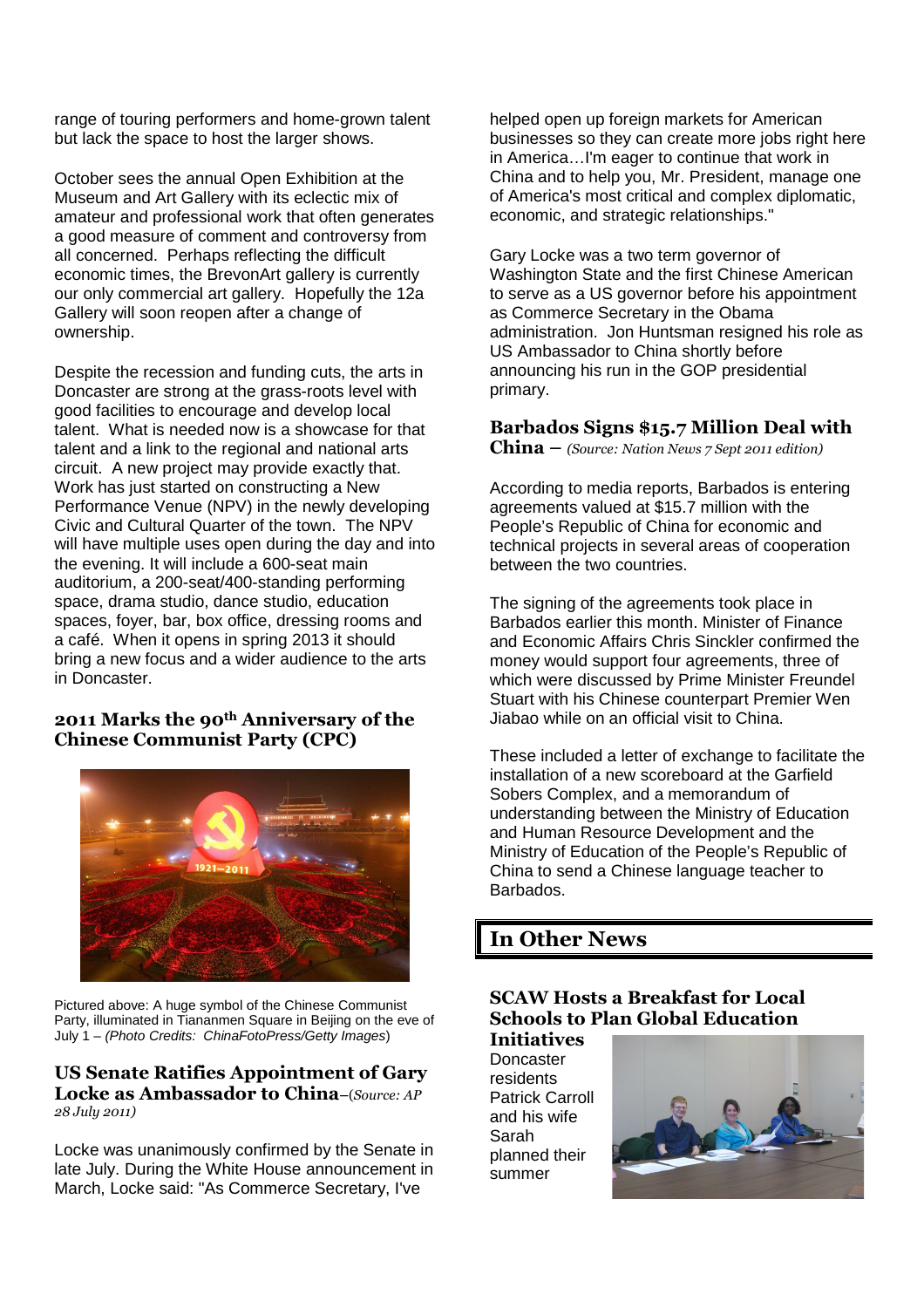range of touring performers and home-grown talent but lack the space to host the larger shows.

October sees the annual Open Exhibition at the Museum and Art Gallery with its eclectic mix of amateur and professional work that often generates a good measure of comment and controversy from all concerned. Perhaps reflecting the difficult economic times, the BrevonArt gallery is currently our only commercial art gallery. Hopefully the 12a Gallery will soon reopen after a change of ownership.

Despite the recession and funding cuts, the arts in Doncaster are strong at the grass-roots level with good facilities to encourage and develop local talent. What is needed now is a showcase for that talent and a link to the regional and national arts circuit. A new project may provide exactly that. Work has just started on constructing a New Performance Venue (NPV) in the newly developing Civic and Cultural Quarter of the town. The NPV will have multiple uses open during the day and into the evening. It will include a 600-seat main auditorium, a 200-seat/400-standing performing space, drama studio, dance studio, education spaces, foyer, bar, box office, dressing rooms and a café. When it opens in spring 2013 it should bring a new focus and a wider audience to the arts in Doncaster.

### 2011 Marks the 90th Anniversary of the Chinese Communist Party (CPC)

Pictured above: A huge symbol of the Chinese Communist Party, illuminated in Tiananmen Square in Beijing on the eve of July 1 – *(Photo Credits: ChinaFotoPress/Getty Images)*

### US Senate Ratifies Appointment of Gary Locke as Ambassador to China

–(*Source: AP 28 July 2011)*

Locke was unanimously confirmed by the Senate in late July. During the White House announcement in March, Locke said: "As Commerce Secretary, I've helped open up foreign markets for American businesses so they can create more jobs right here in America…I'm eager to continue that work in China and to help you, Mr. President, manage one of America's most critical and complex diplomatic, economic, and strategic relationships."

Gary Locke was a two term governor of Washington State and the first Chinese American to serve as a US governor before his appointment as Commerce Secretary in the Obama administration. Jon Huntsman resigned his role as US Ambassador to China shortly before announcing his run in the GOP presidential primary.

### Barbados Signs $15.7 Million Deal with China

– *(Source: Nation News 7 Sept 2011 edition)*

According to media reports, Barbados is entering agreements valued at $15.7 million with the People's Republic of China for economic and technical projects in several areas of cooperation between the two countries.

The signing of the agreements took place in Barbados earlier this month. Minister of Finance and Economic Affairs Chris Sinckler confirmed the money would support four agreements, three of which were discussed by Prime Minister Freundel Stuart with his Chinese counterpart Premier Wen Jiabao while on an official visit to China.

These included a letter of exchange to facilitate the installation of a new scoreboard at the Garfield Sobers Complex, and a memorandum of understanding between the Ministry of Education and Human Resource Development and the Ministry of Education of the People's Republic of China to send a Chinese language teacher to Barbados.

## In Other News

### SCAW Hosts a Breakfast for Local Schools to Plan Global Education Initiatives

Doncaster residents Patrick Carroll and his wife Sarah planned their summer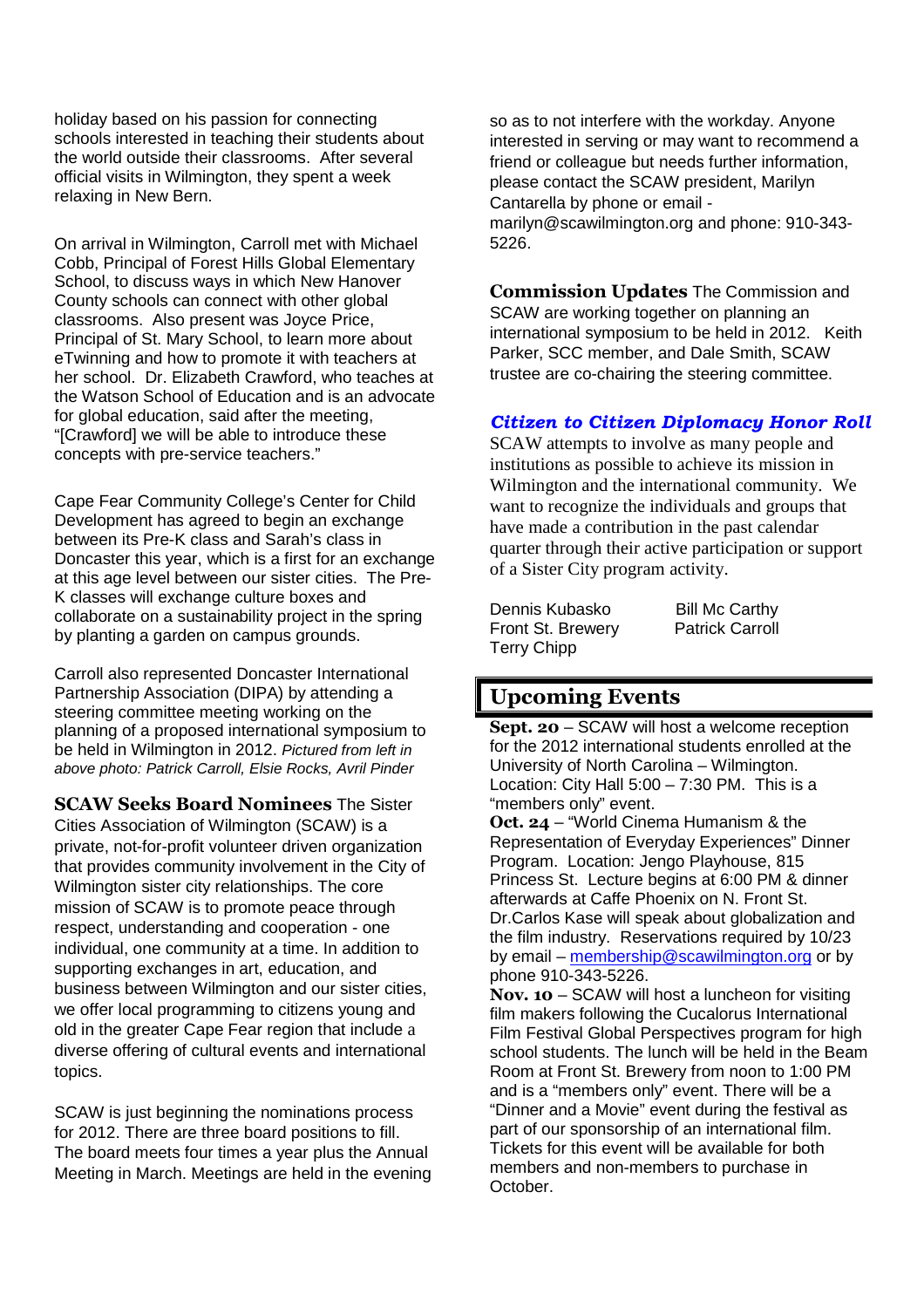holiday based on his passion for connecting schools interested in teaching their students about the world outside their classrooms. After several official visits in Wilmington, they spent a week relaxing in New Bern.

On arrival in Wilmington, Carroll met with Michael Cobb, Principal of Forest Hills Global Elementary School, to discuss ways in which New Hanover County schools can connect with other global classrooms. Also present was Joyce Price, Principal of St. Mary School, to learn more about eTwinning and how to promote it with teachers at her school. Dr. Elizabeth Crawford, who teaches at the Watson School of Education and is an advocate for global education, said after the meeting, "[Crawford] we will be able to introduce these concepts with pre-service teachers."

Cape Fear Community College's Center for Child Development has agreed to begin an exchange between its Pre-K class and Sarah's class in Doncaster this year, which is a first for an exchange at this age level between our sister cities. The Pre-K classes will exchange culture boxes and collaborate on a sustainability project in the spring by planting a garden on campus grounds.

Carroll also represented Doncaster International Partnership Association (DIPA) by attending a steering committee meeting working on the planning of a proposed international symposium to be held in Wilmington in 2012. *Pictured from left in above photo: Patrick Carroll, Elsie Rocks, Avril Pinder*

**SCAW Seeks Board Nominees** The Sister Cities Association of Wilmington (SCAW) is a private, not-for-profit volunteer driven organization that provides community involvement in the City of Wilmington sister city relationships. The core mission of SCAW is to promote peace through respect, understanding and cooperation - one individual, one community at a time. In addition to supporting exchanges in art, education, and business between Wilmington and our sister cities, we offer local programming to citizens young and old in the greater Cape Fear region that include a diverse offering of cultural events and international topics.

SCAW is just beginning the nominations process for 2012. There are three board positions to fill. The board meets four times a year plus the Annual Meeting in March. Meetings are held in the evening so as to not interfere with the workday. Anyone interested in serving or may want to recommend a friend or colleague but needs further information, please contact the SCAW president, Marilyn Cantarella by phone or email - marilyn@scawilmington.org and phone: 910-343-5226.

**Commission Updates** The Commission and SCAW are working together on planning an international symposium to be held in 2012. Keith Parker, SCC member, and Dale Smith, SCAW trustee are co-chairing the steering committee.

### *Citizen to Citizen Diplomacy Honor Roll*

SCAW attempts to involve as many people and institutions as possible to achieve its mission in Wilmington and the international community. We want to recognize the individuals and groups that have made a contribution in the past calendar quarter through their active participation or support of a Sister City program activity.

Dennis Kubasko
Bill Mc Carthy
Front St. Brewery
Patrick Carroll
Terry Chipp

## Upcoming Events

**Sept. 20** – SCAW will host a welcome reception for the 2012 international students enrolled at the University of North Carolina – Wilmington. Location: City Hall 5:00 – 7:30 PM. This is a "members only" event.

**Oct. 24** – "World Cinema Humanism & the Representation of Everyday Experiences" Dinner Program. Location: Jengo Playhouse, 815 Princess St. Lecture begins at 6:00 PM & dinner afterwards at Caffe Phoenix on N. Front St. Dr.Carlos Kase will speak about globalization and the film industry. Reservations required by 10/23 by email – membership@scawilmington.org or by phone 910-343-5226.

**Nov. 10** – SCAW will host a luncheon for visiting film makers following the Cucalorus International Film Festival Global Perspectives program for high school students. The lunch will be held in the Beam Room at Front St. Brewery from noon to 1:00 PM and is a "members only" event. There will be a "Dinner and a Movie" event during the festival as part of our sponsorship of an international film. Tickets for this event will be available for both members and non-members to purchase in October.